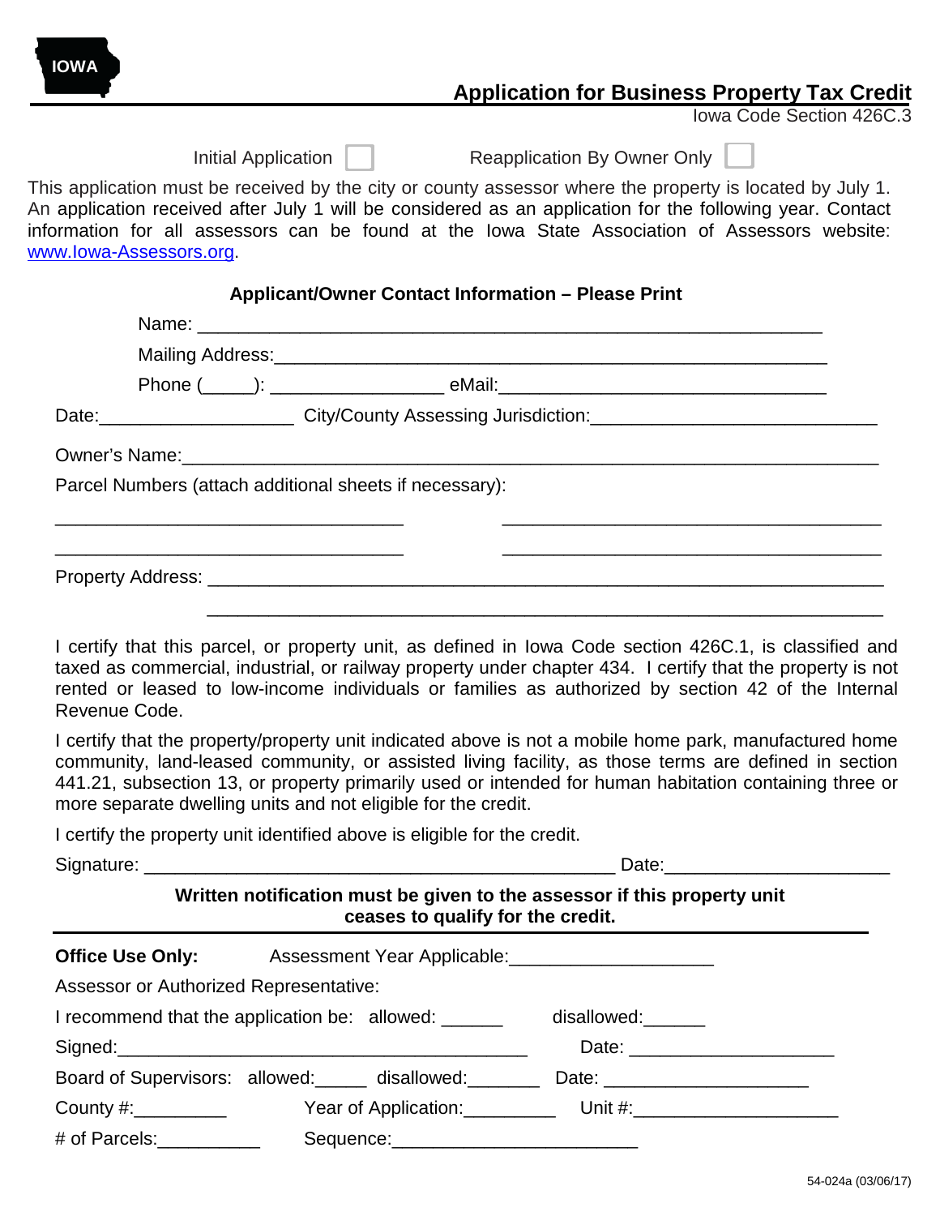IOWA

# Application for Business Property Tax Credit

Iowa Code Section 426C.3

Initial Application ☐ Reapplication By Owner Only ☐

This application must be received by the city or county assessor where the property is located by July 1. An application received after July 1 will be considered as an application for the following year. Contact information for all assessors can be found at the Iowa State Association of Assessors website: www.Iowa-Assessors.org.

**Applicant/Owner Contact Information – Please Print**

Name: ____________________________________________

Mailing Address: ____________________________________________

Phone (_____): _________________ eMail: ________________________________

Date: ___________________ City/County Assessing Jurisdiction: ____________________________

Owner's Name: ____________________________________________

Parcel Numbers (attach additional sheets if necessary):

_________________________________ _________________________________

_________________________________ _________________________________

Property Address: ____________________________________________

____________________________________________

I certify that this parcel, or property unit, as defined in Iowa Code section 426C.1, is classified and taxed as commercial, industrial, or railway property under chapter 434. I certify that the property is not rented or leased to low-income individuals or families as authorized by section 42 of the Internal Revenue Code.

I certify that the property/property unit indicated above is not a mobile home park, manufactured home community, land-leased community, or assisted living facility, as those terms are defined in section 441.21, subsection 13, or property primarily used or intended for human habitation containing three or more separate dwelling units and not eligible for the credit.

I certify the property unit identified above is eligible for the credit.

Signature: ____________________________________________ Date: _____________________

**Written notification must be given to the assessor if this property unit ceases to qualify for the credit.**

**Office Use Only:** Assessment Year Applicable: ____________________

Assessor or Authorized Representative:

I recommend that the application be: allowed: ______ disallowed: ______

Signed: ________________________________________ Date: ____________________

Board of Supervisors: allowed: _____ disallowed: _______ Date: ____________________

County #: _________ Year of Application: _________ Unit #: ____________________

# of Parcels: __________ Sequence: ________________________

54-024a (03/06/17)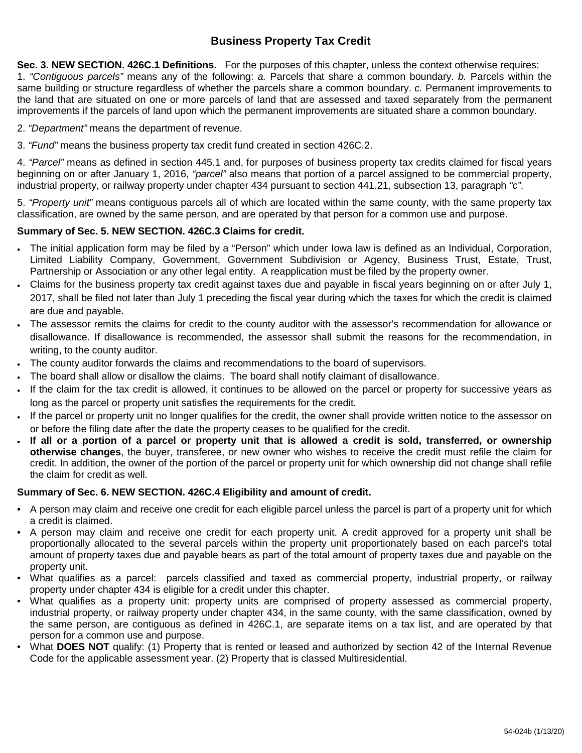# Business Property Tax Credit

**Sec. 3. NEW SECTION. 426C.1 Definitions.** For the purposes of this chapter, unless the context otherwise requires:

1. *"Contiguous parcels"* means any of the following: *a.* Parcels that share a common boundary. *b.* Parcels within the same building or structure regardless of whether the parcels share a common boundary. *c.* Permanent improvements to the land that are situated on one or more parcels of land that are assessed and taxed separately from the permanent improvements if the parcels of land upon which the permanent improvements are situated share a common boundary.

2. *"Department"* means the department of revenue.

3. *"Fund"* means the business property tax credit fund created in section 426C.2.

4. *"Parcel"* means as defined in section 445.1 and, for purposes of business property tax credits claimed for fiscal years beginning on or after January 1, 2016, *"parcel"* also means that portion of a parcel assigned to be commercial property, industrial property, or railway property under chapter 434 pursuant to section 441.21, subsection 13, paragraph *"c"*.

5. *"Property unit"* means contiguous parcels all of which are located within the same county, with the same property tax classification, are owned by the same person, and are operated by that person for a common use and purpose.

**Summary of Sec. 5. NEW SECTION. 426C.3 Claims for credit.**

- The initial application form may be filed by a "Person" which under Iowa law is defined as an Individual, Corporation, Limited Liability Company, Government, Government Subdivision or Agency, Business Trust, Estate, Trust, Partnership or Association or any other legal entity. A reapplication must be filed by the property owner.
- Claims for the business property tax credit against taxes due and payable in fiscal years beginning on or after July 1, 2017, shall be filed not later than July 1 preceding the fiscal year during which the taxes for which the credit is claimed are due and payable.
- The assessor remits the claims for credit to the county auditor with the assessor's recommendation for allowance or disallowance. If disallowance is recommended, the assessor shall submit the reasons for the recommendation, in writing, to the county auditor.
- The county auditor forwards the claims and recommendations to the board of supervisors.
- The board shall allow or disallow the claims. The board shall notify claimant of disallowance.
- If the claim for the tax credit is allowed, it continues to be allowed on the parcel or property for successive years as long as the parcel or property unit satisfies the requirements for the credit.
- If the parcel or property unit no longer qualifies for the credit, the owner shall provide written notice to the assessor on or before the filing date after the date the property ceases to be qualified for the credit.
- **If all or a portion of a parcel or property unit that is allowed a credit is sold, transferred, or ownership otherwise changes**, the buyer, transferee, or new owner who wishes to receive the credit must refile the claim for credit. In addition, the owner of the portion of the parcel or property unit for which ownership did not change shall refile the claim for credit as well.

**Summary of Sec. 6. NEW SECTION. 426C.4 Eligibility and amount of credit.**

- A person may claim and receive one credit for each eligible parcel unless the parcel is part of a property unit for which a credit is claimed.
- A person may claim and receive one credit for each property unit. A credit approved for a property unit shall be proportionally allocated to the several parcels within the property unit proportionately based on each parcel's total amount of property taxes due and payable bears as part of the total amount of property taxes due and payable on the property unit.
- What qualifies as a parcel: parcels classified and taxed as commercial property, industrial property, or railway property under chapter 434 is eligible for a credit under this chapter.
- What qualifies as a property unit: property units are comprised of property assessed as commercial property, industrial property, or railway property under chapter 434, in the same county, with the same classification, owned by the same person, are contiguous as defined in 426C.1, are separate items on a tax list, and are operated by that person for a common use and purpose.
- What **DOES NOT** qualify: (1) Property that is rented or leased and authorized by section 42 of the Internal Revenue Code for the applicable assessment year. (2) Property that is classed Multiresidential.

54-024b (1/13/20)